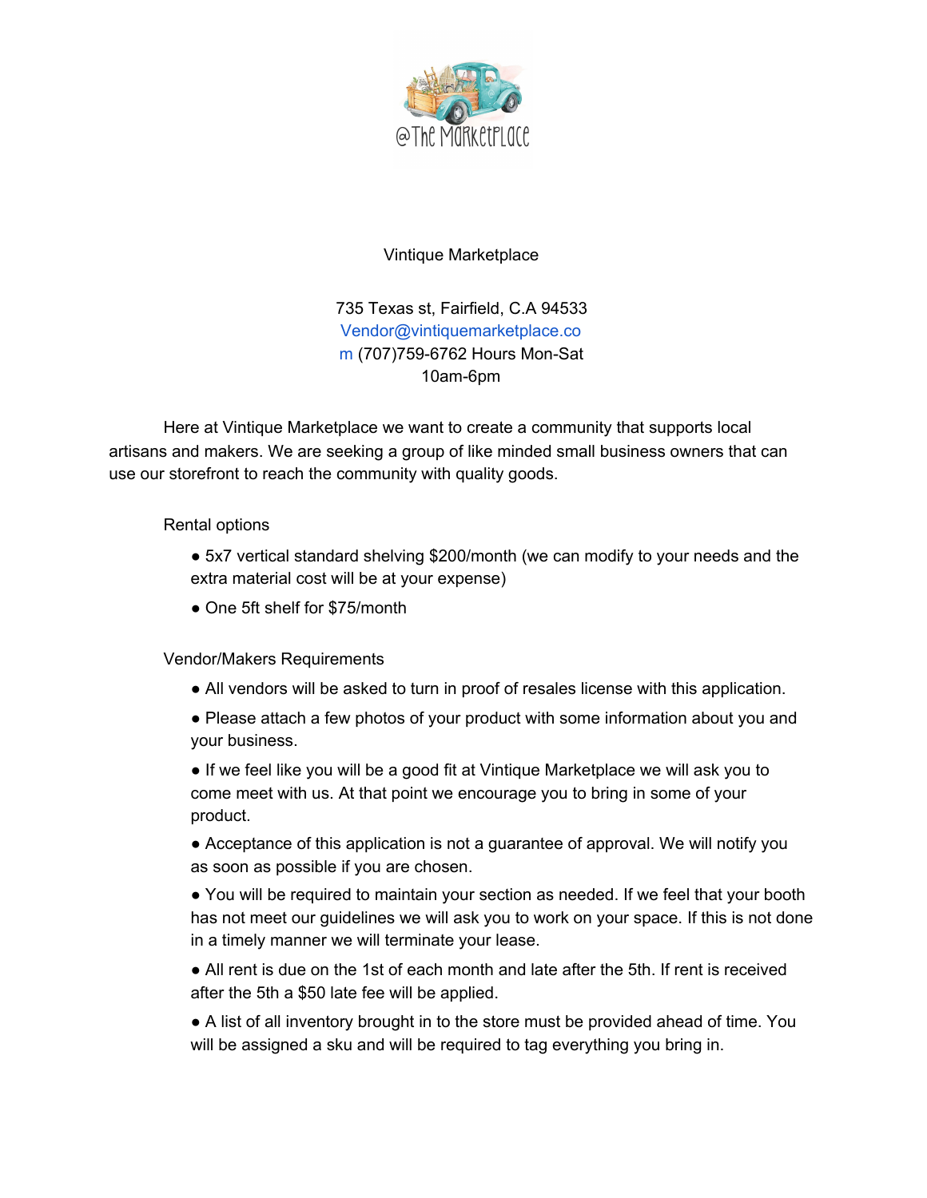@The Marketplace

Vintique Marketplace

735 Texas st, Fairfield, C.A 94533
Vendor@vintiquemarketplace.com (707)759-6762 Hours Mon-Sat 10am-6pm

Here at Vintique Marketplace we want to create a community that supports local artisans and makers. We are seeking a group of like minded small business owners that can use our storefront to reach the community with quality goods.

Rental options

- 5x7 vertical standard shelving $200/month (we can modify to your needs and the extra material cost will be at your expense)
- One 5ft shelf for $75/month

Vendor/Makers Requirements

- All vendors will be asked to turn in proof of resales license with this application.
- Please attach a few photos of your product with some information about you and your business.
- If we feel like you will be a good fit at Vintique Marketplace we will ask you to come meet with us. At that point we encourage you to bring in some of your product.
- Acceptance of this application is not a guarantee of approval. We will notify you as soon as possible if you are chosen.
- You will be required to maintain your section as needed. If we feel that your booth has not meet our guidelines we will ask you to work on your space. If this is not done in a timely manner we will terminate your lease.
- All rent is due on the 1st of each month and late after the 5th. If rent is received after the 5th a $50 late fee will be applied.
- A list of all inventory brought in to the store must be provided ahead of time. You will be assigned a sku and will be required to tag everything you bring in.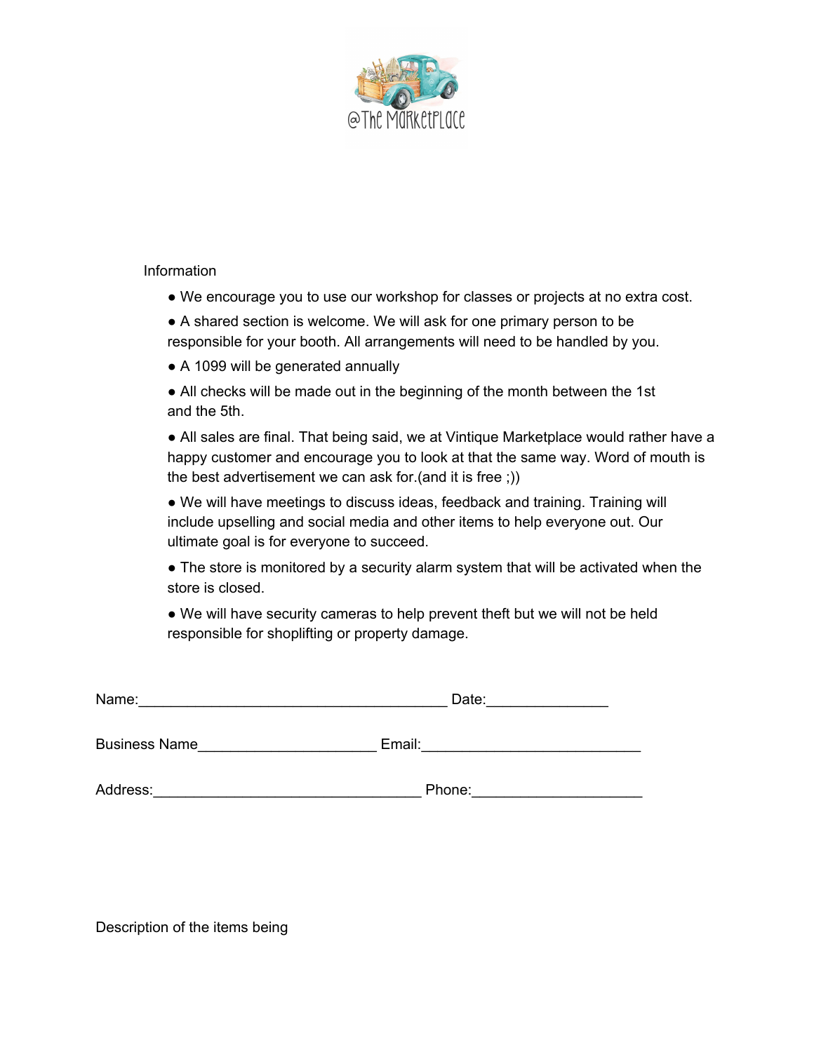@The Marketplace

Information

- We encourage you to use our workshop for classes or projects at no extra cost.
- A shared section is welcome. We will ask for one primary person to be responsible for your booth. All arrangements will need to be handled by you.
- A 1099 will be generated annually
- All checks will be made out in the beginning of the month between the 1st and the 5th.
- All sales are final. That being said, we at Vintique Marketplace would rather have a happy customer and encourage you to look at that the same way. Word of mouth is the best advertisement we can ask for.(and it is free ;))
- We will have meetings to discuss ideas, feedback and training. Training will include upselling and social media and other items to help everyone out. Our ultimate goal is for everyone to succeed.
- The store is monitored by a security alarm system that will be activated when the store is closed.
- We will have security cameras to help prevent theft but we will not be held responsible for shoplifting or property damage.

Name:_______________________________________ Date:_______________

Business Name______________________ Email:___________________________

Address:_________________________________ Phone:_____________________

Description of the items being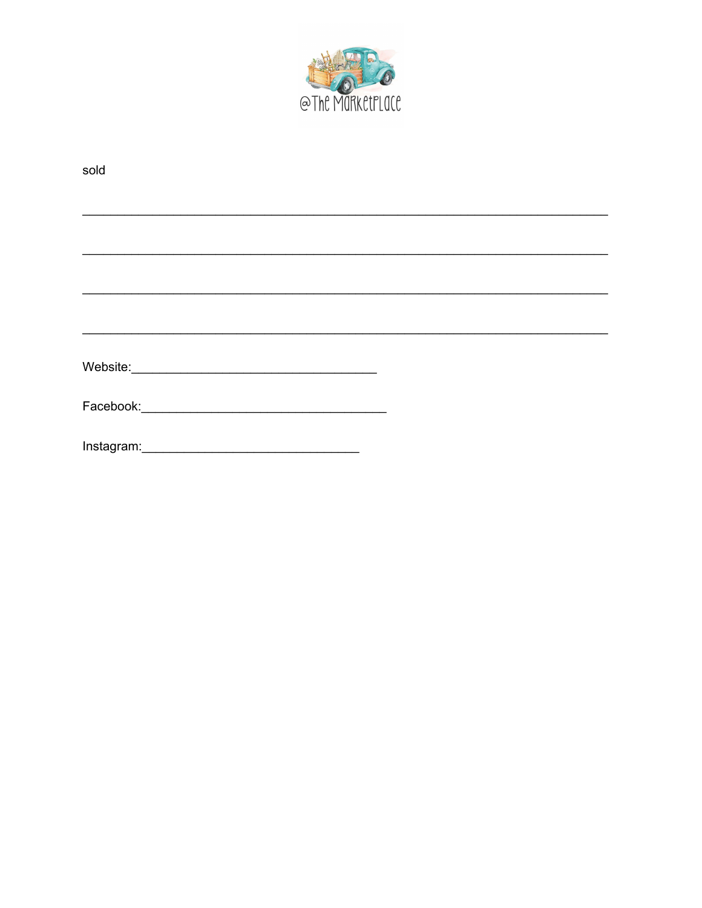@The Marketplace

sold

______________________________________________________________________

______________________________________________________________________

______________________________________________________________________

______________________________________________________________________

Website:___________________________________

Facebook:___________________________________

Instagram:______________________________